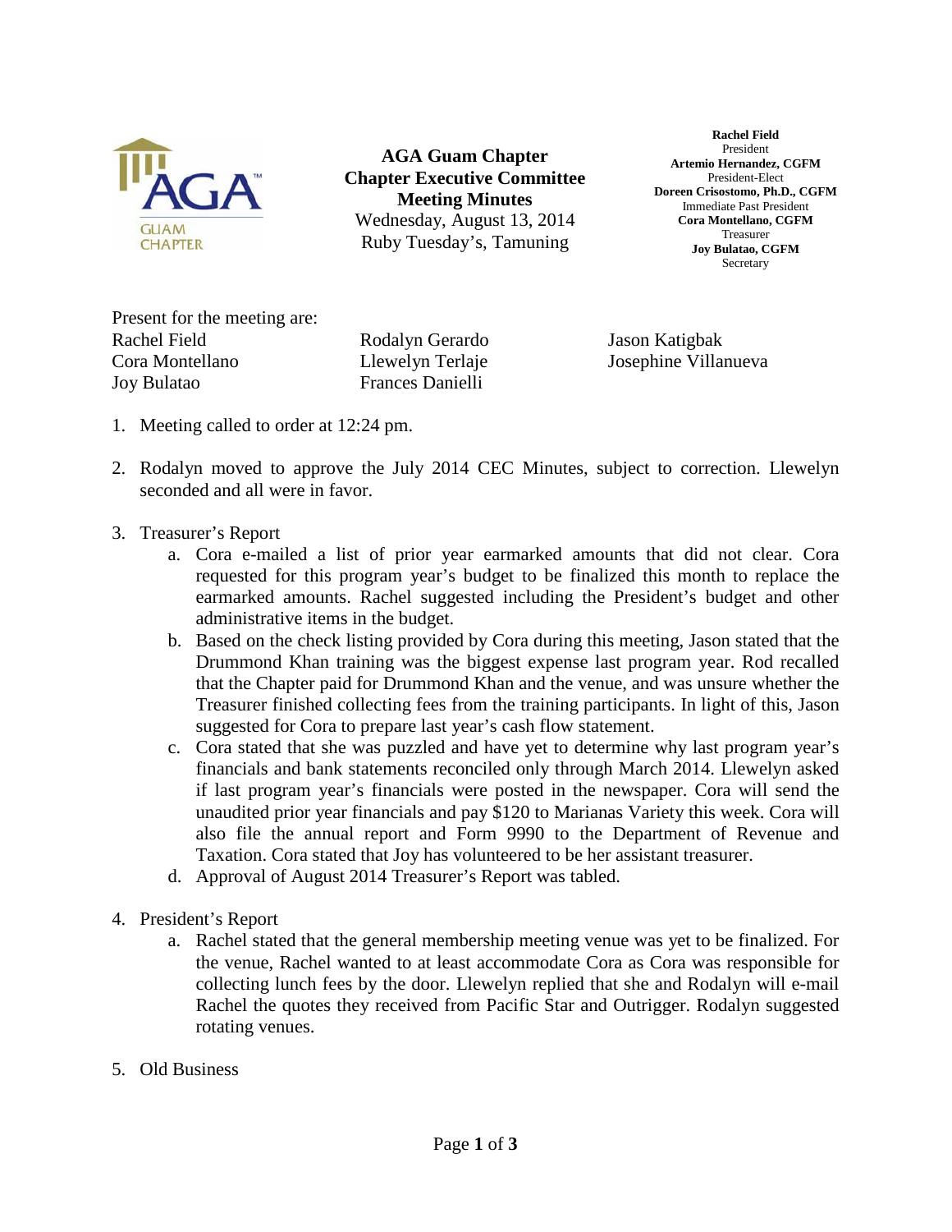# AGA Guam Chapter
## Chapter Executive Committee Meeting Minutes

Wednesday, August 13, 2014
Ruby Tuesday's, Tamuning

**Rachel Field**
President
**Artemio Hernandez, CGFM**
President-Elect
**Doreen Crisostomo, Ph.D., CGFM**
Immediate Past President
**Cora Montellano, CGFM**
Treasurer
**Joy Bulatao, CGFM**
Secretary

Present for the meeting are:

Rachel Field
Cora Montellano
Joy Bulatao
Rodalyn Gerardo
Llewelyn Terlaje
Frances Danielli
Jason Katigbak
Josephine Villanueva

1. Meeting called to order at 12:24 pm.

2. Rodalyn moved to approve the July 2014 CEC Minutes, subject to correction. Llewelyn seconded and all were in favor.

3. Treasurer's Report
   a. Cora e-mailed a list of prior year earmarked amounts that did not clear. Cora requested for this program year's budget to be finalized this month to replace the earmarked amounts. Rachel suggested including the President's budget and other administrative items in the budget.
   b. Based on the check listing provided by Cora during this meeting, Jason stated that the Drummond Khan training was the biggest expense last program year. Rod recalled that the Chapter paid for Drummond Khan and the venue, and was unsure whether the Treasurer finished collecting fees from the training participants. In light of this, Jason suggested for Cora to prepare last year's cash flow statement.
   c. Cora stated that she was puzzled and have yet to determine why last program year's financials and bank statements reconciled only through March 2014. Llewelyn asked if last program year's financials were posted in the newspaper. Cora will send the unaudited prior year financials and pay $120 to Marianas Variety this week. Cora will also file the annual report and Form 9990 to the Department of Revenue and Taxation. Cora stated that Joy has volunteered to be her assistant treasurer.
   d. Approval of August 2014 Treasurer's Report was tabled.

4. President's Report
   a. Rachel stated that the general membership meeting venue was yet to be finalized. For the venue, Rachel wanted to at least accommodate Cora as Cora was responsible for collecting lunch fees by the door. Llewelyn replied that she and Rodalyn will e-mail Rachel the quotes they received from Pacific Star and Outrigger. Rodalyn suggested rotating venues.

5. Old Business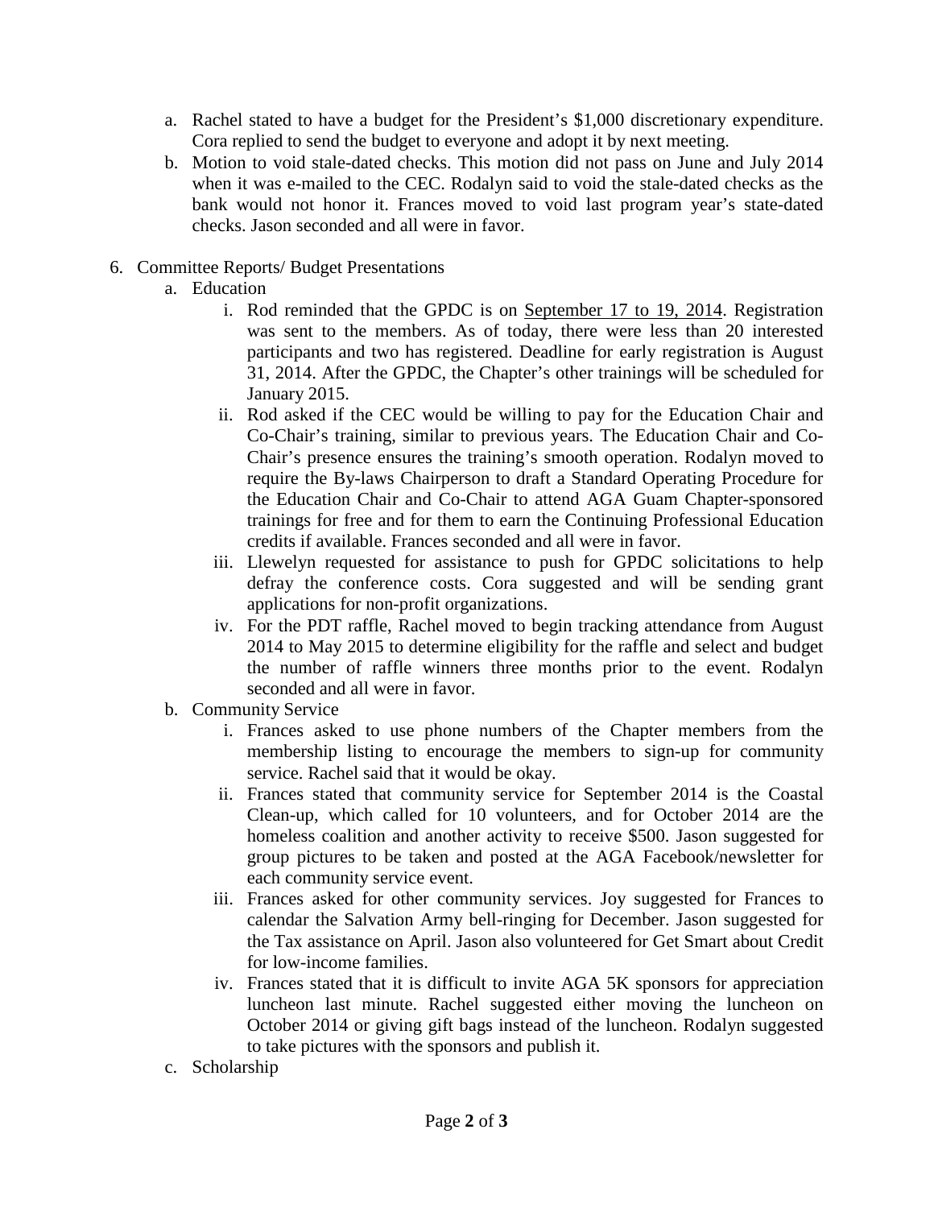a. Rachel stated to have a budget for the President's $1,000 discretionary expenditure. Cora replied to send the budget to everyone and adopt it by next meeting.
b. Motion to void stale-dated checks. This motion did not pass on June and July 2014 when it was e-mailed to the CEC. Rodalyn said to void the stale-dated checks as the bank would not honor it. Frances moved to void last program year's state-dated checks. Jason seconded and all were in favor.

6. Committee Reports/ Budget Presentations
   a. Education
      i. Rod reminded that the GPDC is on <u>September 17 to 19, 2014</u>. Registration was sent to the members. As of today, there were less than 20 interested participants and two has registered. Deadline for early registration is August 31, 2014. After the GPDC, the Chapter's other trainings will be scheduled for January 2015.
      ii. Rod asked if the CEC would be willing to pay for the Education Chair and Co-Chair's training, similar to previous years. The Education Chair and Co-Chair's presence ensures the training's smooth operation. Rodalyn moved to require the By-laws Chairperson to draft a Standard Operating Procedure for the Education Chair and Co-Chair to attend AGA Guam Chapter-sponsored trainings for free and for them to earn the Continuing Professional Education credits if available. Frances seconded and all were in favor.
      iii. Llewelyn requested for assistance to push for GPDC solicitations to help defray the conference costs. Cora suggested and will be sending grant applications for non-profit organizations.
      iv. For the PDT raffle, Rachel moved to begin tracking attendance from August 2014 to May 2015 to determine eligibility for the raffle and select and budget the number of raffle winners three months prior to the event. Rodalyn seconded and all were in favor.
   b. Community Service
      i. Frances asked to use phone numbers of the Chapter members from the membership listing to encourage the members to sign-up for community service. Rachel said that it would be okay.
      ii. Frances stated that community service for September 2014 is the Coastal Clean-up, which called for 10 volunteers, and for October 2014 are the homeless coalition and another activity to receive $500. Jason suggested for group pictures to be taken and posted at the AGA Facebook/newsletter for each community service event.
      iii. Frances asked for other community services. Joy suggested for Frances to calendar the Salvation Army bell-ringing for December. Jason suggested for the Tax assistance on April. Jason also volunteered for Get Smart about Credit for low-income families.
      iv. Frances stated that it is difficult to invite AGA 5K sponsors for appreciation luncheon last minute. Rachel suggested either moving the luncheon on October 2014 or giving gift bags instead of the luncheon. Rodalyn suggested to take pictures with the sponsors and publish it.
   c. Scholarship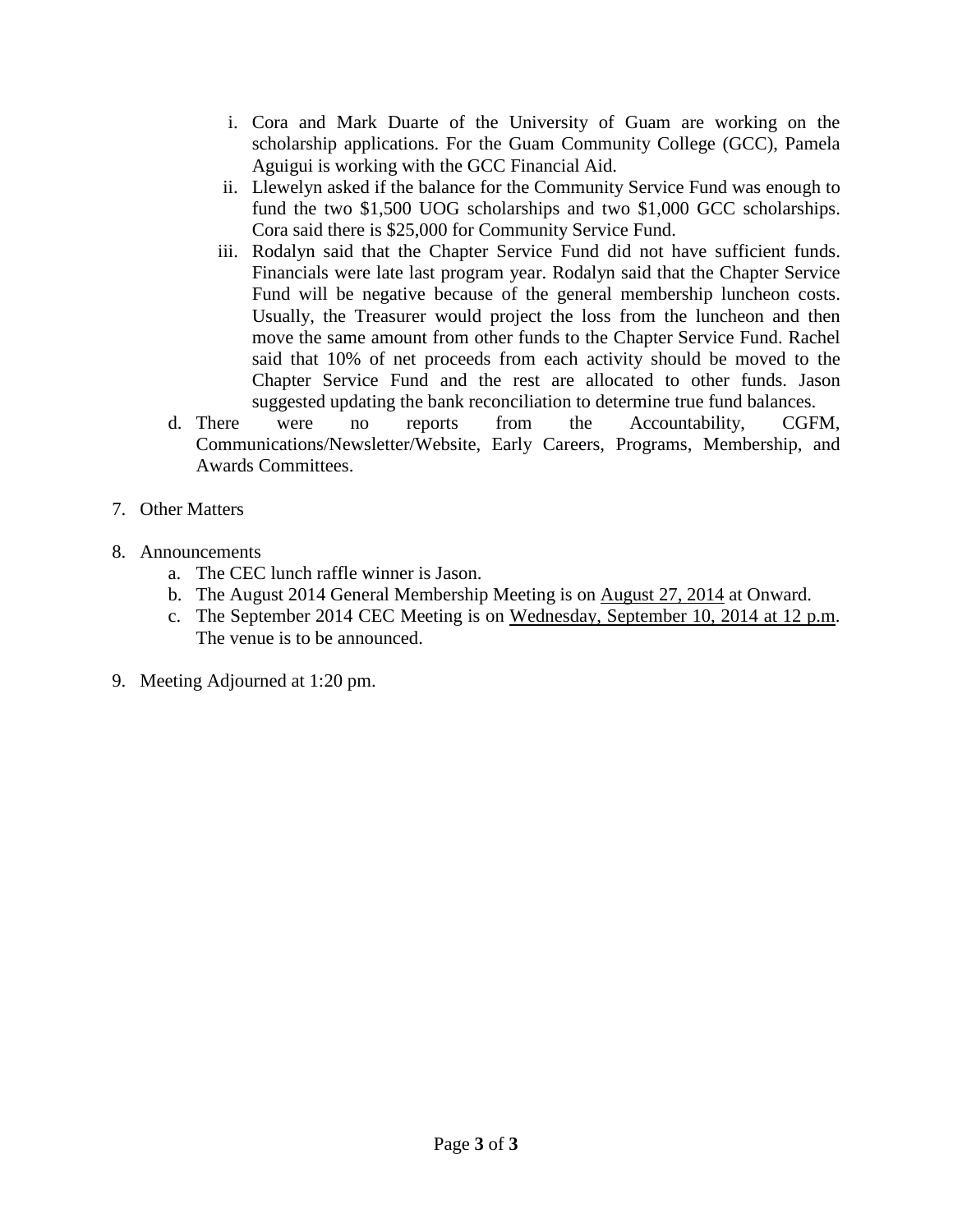i. Cora and Mark Duarte of the University of Guam are working on the scholarship applications. For the Guam Community College (GCC), Pamela Aguigui is working with the GCC Financial Aid.
   ii. Llewelyn asked if the balance for the Community Service Fund was enough to fund the two $1,500 UOG scholarships and two $1,000 GCC scholarships. Cora said there is $25,000 for Community Service Fund.
   iii. Rodalyn said that the Chapter Service Fund did not have sufficient funds. Financials were late last program year. Rodalyn said that the Chapter Service Fund will be negative because of the general membership luncheon costs. Usually, the Treasurer would project the loss from the luncheon and then move the same amount from other funds to the Chapter Service Fund. Rachel said that 10% of net proceeds from each activity should be moved to the Chapter Service Fund and the rest are allocated to other funds. Jason suggested updating the bank reconciliation to determine true fund balances.

d. There were no reports from the Accountability, CGFM, Communications/Newsletter/Website, Early Careers, Programs, Membership, and Awards Committees.

7. Other Matters

8. Announcements
   a. The CEC lunch raffle winner is Jason.
   b. The August 2014 General Membership Meeting is on <u>August 27, 2014</u> at Onward.
   c. The September 2014 CEC Meeting is on <u>Wednesday, September 10, 2014 at 12 p.m</u>. The venue is to be announced.

9. Meeting Adjourned at 1:20 pm.